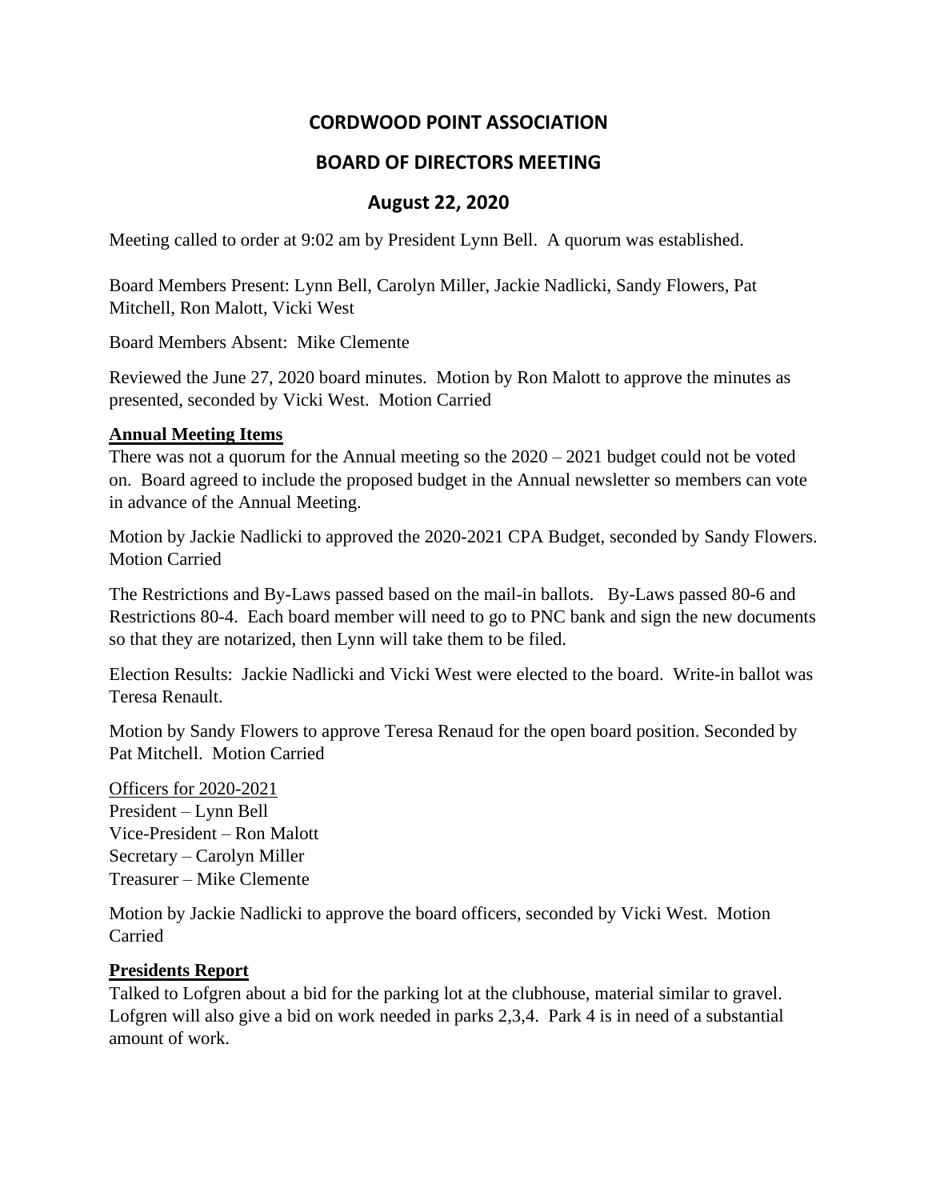# CORDWOOD POINT ASSOCIATION

## BOARD OF DIRECTORS MEETING

## August 22, 2020

Meeting called to order at 9:02 am by President Lynn Bell. A quorum was established.

Board Members Present: Lynn Bell, Carolyn Miller, Jackie Nadlicki, Sandy Flowers, Pat Mitchell, Ron Malott, Vicki West

Board Members Absent: Mike Clemente

Reviewed the June 27, 2020 board minutes. Motion by Ron Malott to approve the minutes as presented, seconded by Vicki West. Motion Carried

**Annual Meeting Items**

There was not a quorum for the Annual meeting so the 2020 – 2021 budget could not be voted on. Board agreed to include the proposed budget in the Annual newsletter so members can vote in advance of the Annual Meeting.

Motion by Jackie Nadlicki to approved the 2020-2021 CPA Budget, seconded by Sandy Flowers. Motion Carried

The Restrictions and By-Laws passed based on the mail-in ballots. By-Laws passed 80-6 and Restrictions 80-4. Each board member will need to go to PNC bank and sign the new documents so that they are notarized, then Lynn will take them to be filed.

Election Results: Jackie Nadlicki and Vicki West were elected to the board. Write-in ballot was Teresa Renault.

Motion by Sandy Flowers to approve Teresa Renaud for the open board position. Seconded by Pat Mitchell. Motion Carried

Officers for 2020-2021
President – Lynn Bell
Vice-President – Ron Malott
Secretary – Carolyn Miller
Treasurer – Mike Clemente

Motion by Jackie Nadlicki to approve the board officers, seconded by Vicki West. Motion Carried

**Presidents Report**

Talked to Lofgren about a bid for the parking lot at the clubhouse, material similar to gravel. Lofgren will also give a bid on work needed in parks 2,3,4. Park 4 is in need of a substantial amount of work.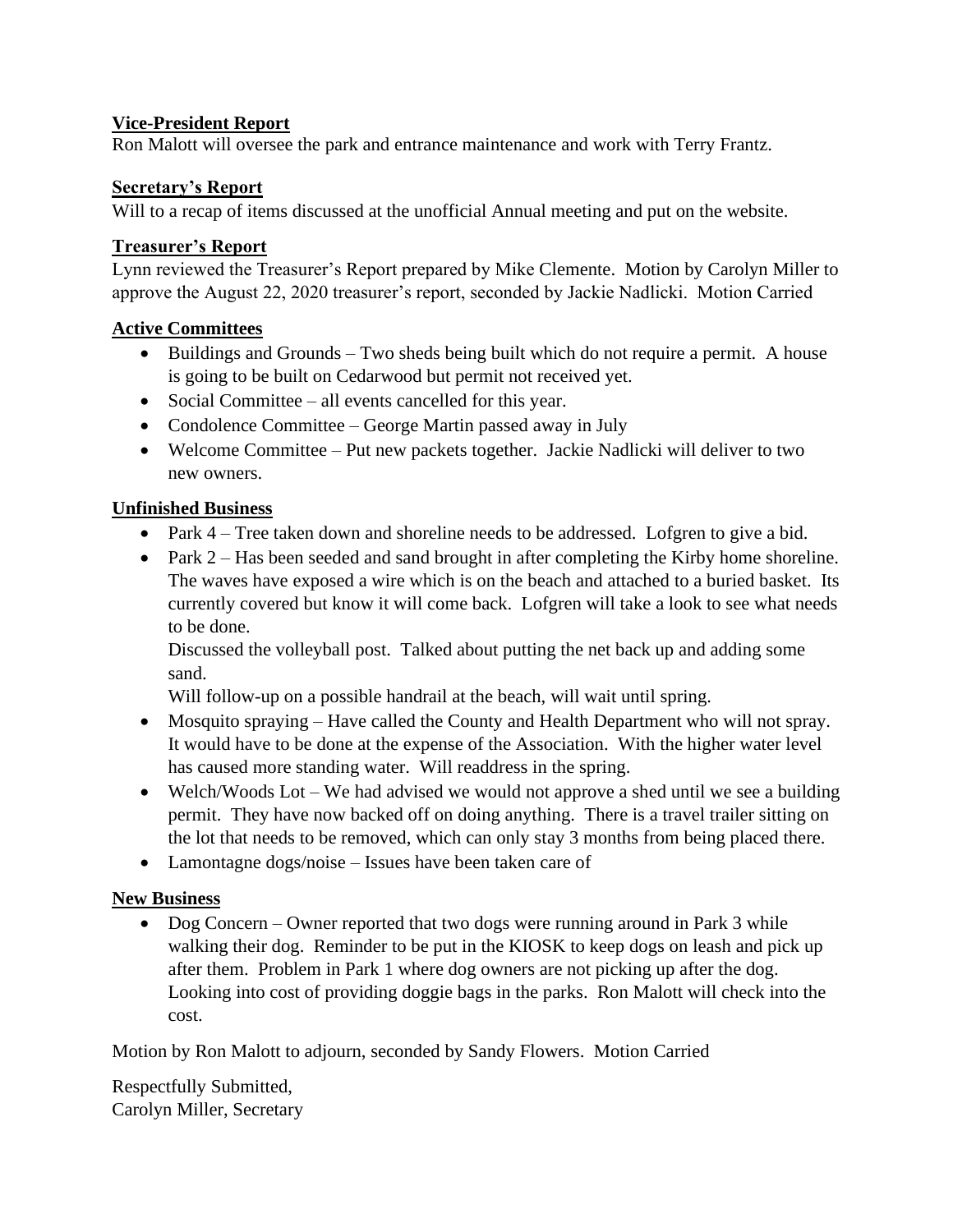**Vice-President Report**

Ron Malott will oversee the park and entrance maintenance and work with Terry Frantz.

**Secretary's Report**

Will to a recap of items discussed at the unofficial Annual meeting and put on the website.

**Treasurer's Report**

Lynn reviewed the Treasurer's Report prepared by Mike Clemente. Motion by Carolyn Miller to approve the August 22, 2020 treasurer's report, seconded by Jackie Nadlicki. Motion Carried

**Active Committees**

- Buildings and Grounds – Two sheds being built which do not require a permit. A house is going to be built on Cedarwood but permit not received yet.
- Social Committee – all events cancelled for this year.
- Condolence Committee – George Martin passed away in July
- Welcome Committee – Put new packets together. Jackie Nadlicki will deliver to two new owners.

**Unfinished Business**

- Park 4 – Tree taken down and shoreline needs to be addressed. Lofgren to give a bid.
- Park 2 – Has been seeded and sand brought in after completing the Kirby home shoreline. The waves have exposed a wire which is on the beach and attached to a buried basket. Its currently covered but know it will come back. Lofgren will take a look to see what needs to be done.

  Discussed the volleyball post. Talked about putting the net back up and adding some sand.

  Will follow-up on a possible handrail at the beach, will wait until spring.
- Mosquito spraying – Have called the County and Health Department who will not spray. It would have to be done at the expense of the Association. With the higher water level has caused more standing water. Will readdress in the spring.
- Welch/Woods Lot – We had advised we would not approve a shed until we see a building permit. They have now backed off on doing anything. There is a travel trailer sitting on the lot that needs to be removed, which can only stay 3 months from being placed there.
- Lamontagne dogs/noise – Issues have been taken care of

**New Business**

- Dog Concern – Owner reported that two dogs were running around in Park 3 while walking their dog. Reminder to be put in the KIOSK to keep dogs on leash and pick up after them. Problem in Park 1 where dog owners are not picking up after the dog. Looking into cost of providing doggie bags in the parks. Ron Malott will check into the cost.

Motion by Ron Malott to adjourn, seconded by Sandy Flowers. Motion Carried

Respectfully Submitted,
Carolyn Miller, Secretary